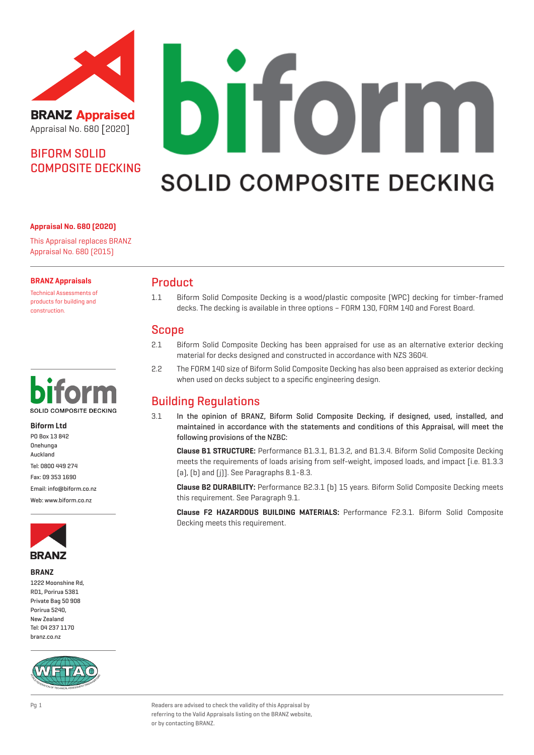**BRANZ Appraised**

Appraisal No. 680 [2020]

# BIFORM SOLID COMPOSITE DECKING

biform

SOLID COMPOSITE DECKING

**Appraisal No. 680 (2020)**

This Appraisal replaces BRANZ Appraisal No. 680 (2015)

**BRANZ Appraisals**

Technical Assessments of products for building and construction.

biform

SOLID COMPOSITE DECKING

**Biform Ltd**

PO Box 13 842
Onehunga
Auckland

Tel: 0800 449 274

Fax: 09 353 1690

Email: info@biform.co.nz

Web: www.biform.co.nz

BRANZ

**BRANZ**

1222 Moonshine Rd,
RD1, Porirua 5381
Private Bag 50 908
Porirua 5240,
New Zealand
Tel: 04 237 1170
branz.co.nz

WFTAO

## Product

1.1 Biform Solid Composite Decking is a wood/plastic composite (WPC) decking for timber-framed decks. The decking is available in three options – FORM 130, FORM 140 and Forest Board.

## Scope

2.1 Biform Solid Composite Decking has been appraised for use as an alternative exterior decking material for decks designed and constructed in accordance with NZS 3604.

2.2 The FORM 140 size of Biform Solid Composite Decking has also been appraised as exterior decking when used on decks subject to a specific engineering design.

## Building Regulations

3.1 **In the opinion of BRANZ, Biform Solid Composite Decking, if designed, used, installed, and maintained in accordance with the statements and conditions of this Appraisal, will meet the following provisions of the NZBC:**

**Clause B1 STRUCTURE:** Performance B1.3.1, B1.3.2, and B1.3.4. Biform Solid Composite Decking meets the requirements of loads arising from self-weight, imposed loads, and impact [i.e. B1.3.3 (a), (b) and (j)]. See Paragraphs 8.1-8.3.

**Clause B2 DURABILITY:** Performance B2.3.1 (b) 15 years. Biform Solid Composite Decking meets this requirement. See Paragraph 9.1.

**Clause F2 HAZARDOUS BUILDING MATERIALS:** Performance F2.3.1. Biform Solid Composite Decking meets this requirement.

Readers are advised to check the validity of this Appraisal by referring to the Valid Appraisals listing on the BRANZ website, or by contacting BRANZ.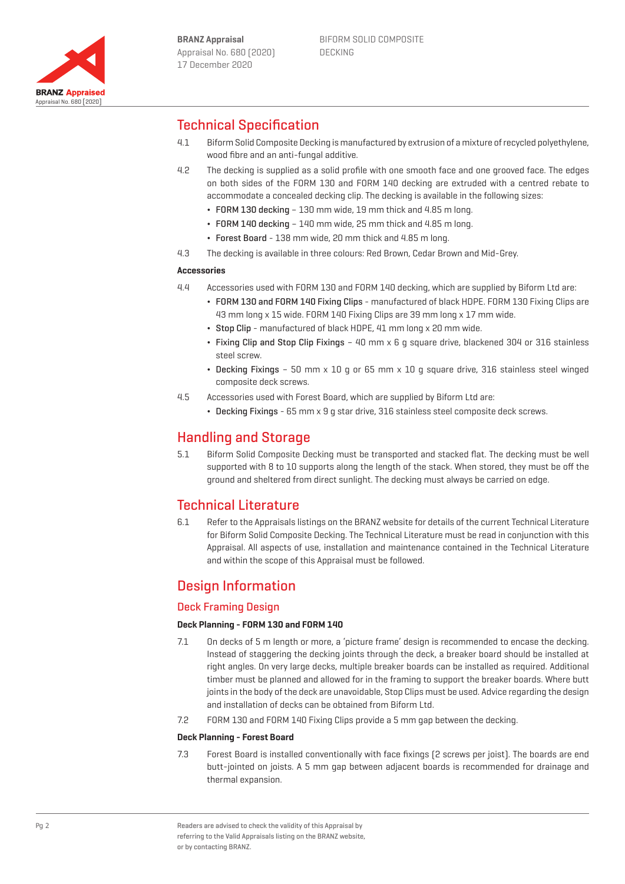# Technical Specification

4.1 Biform Solid Composite Decking is manufactured by extrusion of a mixture of recycled polyethylene, wood fibre and an anti-fungal additive.

4.2 The decking is supplied as a solid profile with one smooth face and one grooved face. The edges on both sides of the FORM 130 and FORM 140 decking are extruded with a centred rebate to accommodate a concealed decking clip. The decking is available in the following sizes:

- FORM 130 decking – 130 mm wide, 19 mm thick and 4.85 m long.
- FORM 140 decking – 140 mm wide, 25 mm thick and 4.85 m long.
- Forest Board - 138 mm wide, 20 mm thick and 4.85 m long.

4.3 The decking is available in three colours: Red Brown, Cedar Brown and Mid-Grey.

**Accessories**

4.4 Accessories used with FORM 130 and FORM 140 decking, which are supplied by Biform Ltd are:

- FORM 130 and FORM 140 Fixing Clips - manufactured of black HDPE. FORM 130 Fixing Clips are 43 mm long x 15 wide. FORM 140 Fixing Clips are 39 mm long x 17 mm wide.
- Stop Clip - manufactured of black HDPE, 41 mm long x 20 mm wide.
- Fixing Clip and Stop Clip Fixings – 40 mm x 6 g square drive, blackened 304 or 316 stainless steel screw.
- Decking Fixings – 50 mm x 10 g or 65 mm x 10 g square drive, 316 stainless steel winged composite deck screws.

4.5 Accessories used with Forest Board, which are supplied by Biform Ltd are:

- Decking Fixings - 65 mm x 9 g star drive, 316 stainless steel composite deck screws.

# Handling and Storage

5.1 Biform Solid Composite Decking must be transported and stacked flat. The decking must be well supported with 8 to 10 supports along the length of the stack. When stored, they must be off the ground and sheltered from direct sunlight. The decking must always be carried on edge.

# Technical Literature

6.1 Refer to the Appraisals listings on the BRANZ website for details of the current Technical Literature for Biform Solid Composite Decking. The Technical Literature must be read in conjunction with this Appraisal. All aspects of use, installation and maintenance contained in the Technical Literature and within the scope of this Appraisal must be followed.

# Design Information

## Deck Framing Design

**Deck Planning - FORM 130 and FORM 140**

7.1 On decks of 5 m length or more, a 'picture frame' design is recommended to encase the decking. Instead of staggering the decking joints through the deck, a breaker board should be installed at right angles. On very large decks, multiple breaker boards can be installed as required. Additional timber must be planned and allowed for in the framing to support the breaker boards. Where butt joints in the body of the deck are unavoidable, Stop Clips must be used. Advice regarding the design and installation of decks can be obtained from Biform Ltd.

7.2 FORM 130 and FORM 140 Fixing Clips provide a 5 mm gap between the decking.

**Deck Planning - Forest Board**

7.3 Forest Board is installed conventionally with face fixings (2 screws per joist). The boards are end butt-jointed on joists. A 5 mm gap between adjacent boards is recommended for drainage and thermal expansion.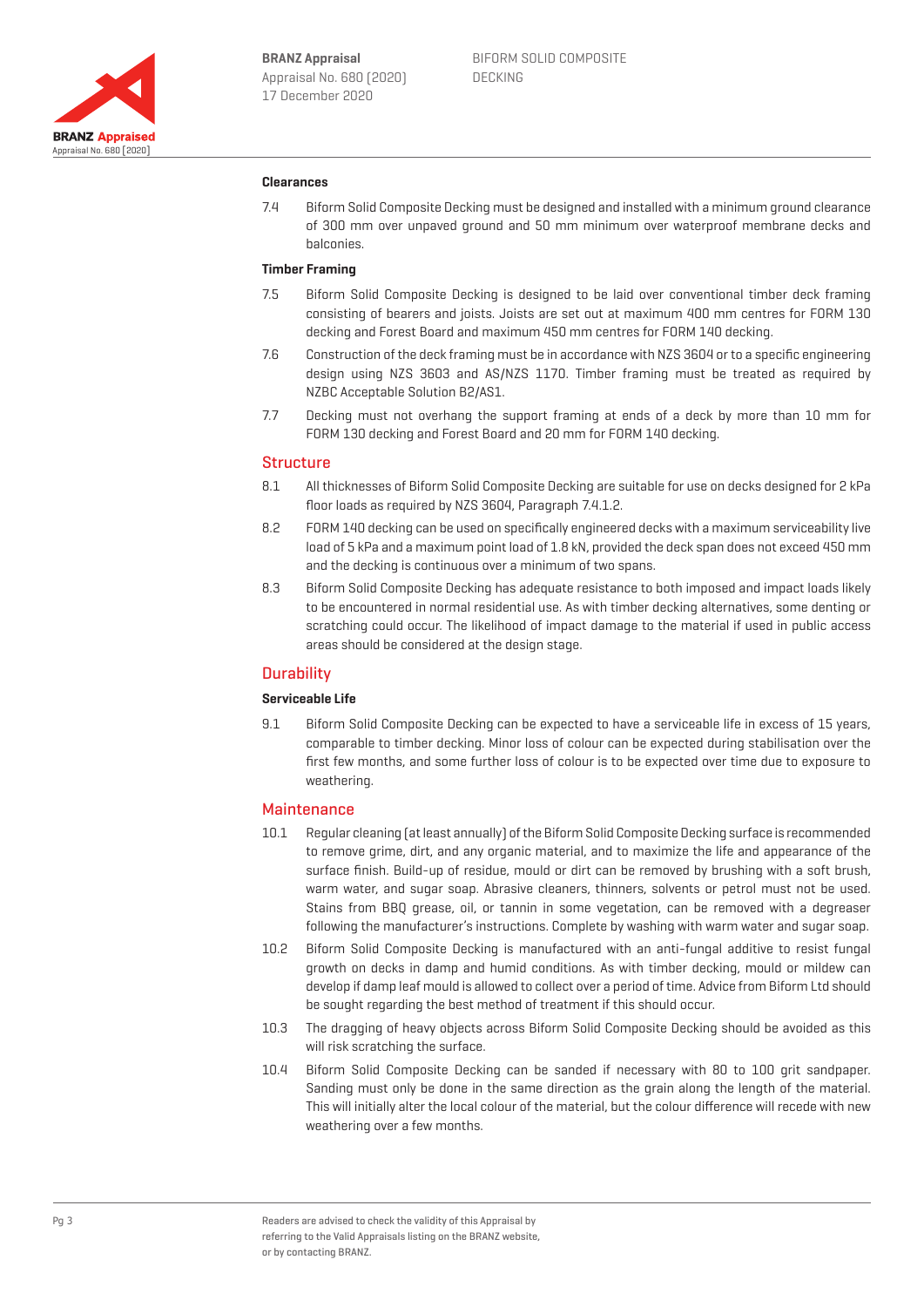#### Clearances

7.4 Biform Solid Composite Decking must be designed and installed with a minimum ground clearance of 300 mm over unpaved ground and 50 mm minimum over waterproof membrane decks and balconies.

#### Timber Framing

7.5 Biform Solid Composite Decking is designed to be laid over conventional timber deck framing consisting of bearers and joists. Joists are set out at maximum 400 mm centres for FORM 130 decking and Forest Board and maximum 450 mm centres for FORM 140 decking.

7.6 Construction of the deck framing must be in accordance with NZS 3604 or to a specific engineering design using NZS 3603 and AS/NZS 1170. Timber framing must be treated as required by NZBC Acceptable Solution B2/AS1.

7.7 Decking must not overhang the support framing at ends of a deck by more than 10 mm for FORM 130 decking and Forest Board and 20 mm for FORM 140 decking.

## Structure

8.1 All thicknesses of Biform Solid Composite Decking are suitable for use on decks designed for 2 kPa floor loads as required by NZS 3604, Paragraph 7.4.1.2.

8.2 FORM 140 decking can be used on specifically engineered decks with a maximum serviceability live load of 5 kPa and a maximum point load of 1.8 kN, provided the deck span does not exceed 450 mm and the decking is continuous over a minimum of two spans.

8.3 Biform Solid Composite Decking has adequate resistance to both imposed and impact loads likely to be encountered in normal residential use. As with timber decking alternatives, some denting or scratching could occur. The likelihood of impact damage to the material if used in public access areas should be considered at the design stage.

## Durability

#### Serviceable Life

9.1 Biform Solid Composite Decking can be expected to have a serviceable life in excess of 15 years, comparable to timber decking. Minor loss of colour can be expected during stabilisation over the first few months, and some further loss of colour is to be expected over time due to exposure to weathering.

## Maintenance

10.1 Regular cleaning (at least annually) of the Biform Solid Composite Decking surface is recommended to remove grime, dirt, and any organic material, and to maximize the life and appearance of the surface finish. Build-up of residue, mould or dirt can be removed by brushing with a soft brush, warm water, and sugar soap. Abrasive cleaners, thinners, solvents or petrol must not be used. Stains from BBQ grease, oil, or tannin in some vegetation, can be removed with a degreaser following the manufacturer's instructions. Complete by washing with warm water and sugar soap.

10.2 Biform Solid Composite Decking is manufactured with an anti-fungal additive to resist fungal growth on decks in damp and humid conditions. As with timber decking, mould or mildew can develop if damp leaf mould is allowed to collect over a period of time. Advice from Biform Ltd should be sought regarding the best method of treatment if this should occur.

10.3 The dragging of heavy objects across Biform Solid Composite Decking should be avoided as this will risk scratching the surface.

10.4 Biform Solid Composite Decking can be sanded if necessary with 80 to 100 grit sandpaper. Sanding must only be done in the same direction as the grain along the length of the material. This will initially alter the local colour of the material, but the colour difference will recede with new weathering over a few months.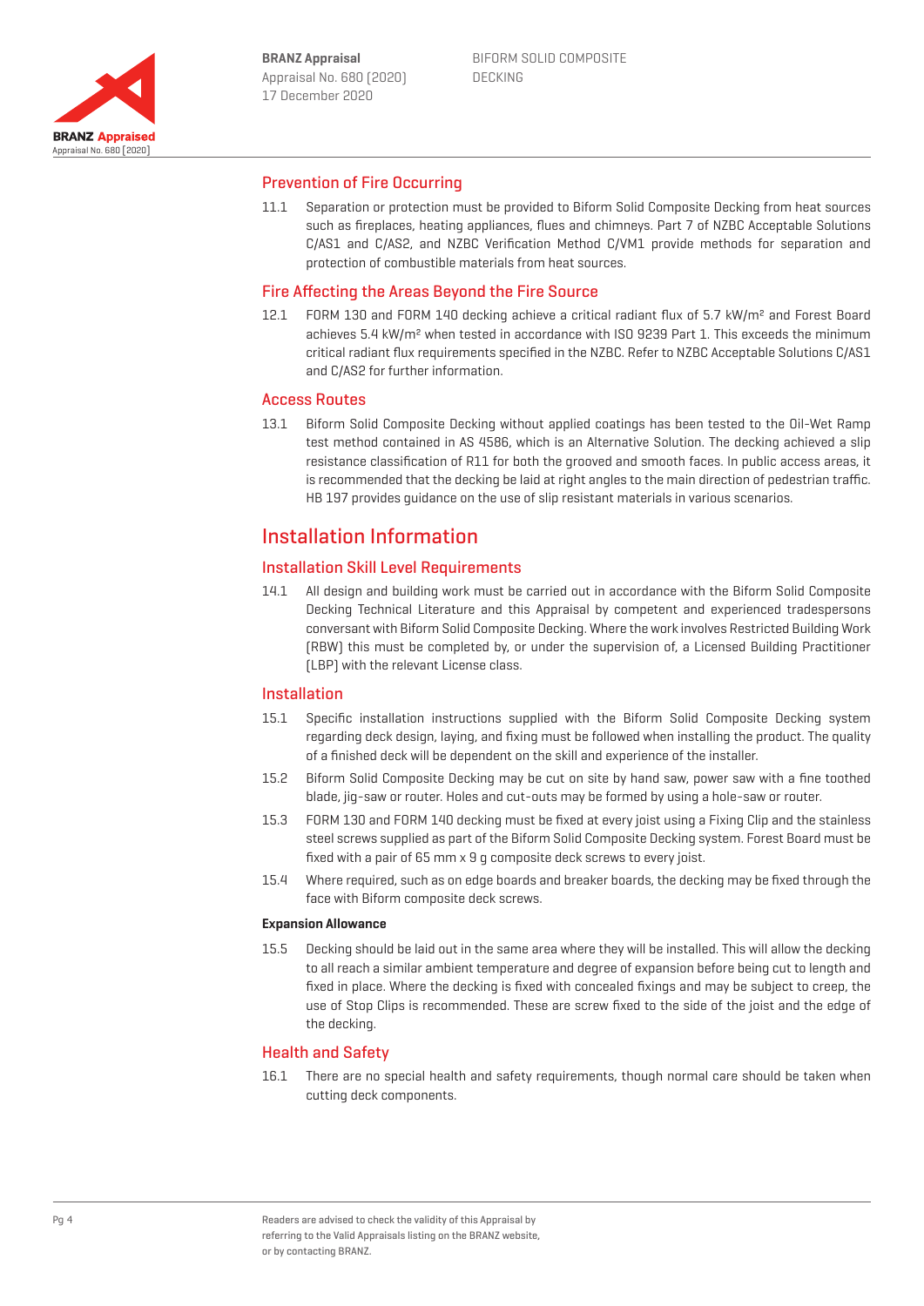## Prevention of Fire Occurring

11.1 Separation or protection must be provided to Biform Solid Composite Decking from heat sources such as fireplaces, heating appliances, flues and chimneys. Part 7 of NZBC Acceptable Solutions C/AS1 and C/AS2, and NZBC Verification Method C/VM1 provide methods for separation and protection of combustible materials from heat sources.

## Fire Affecting the Areas Beyond the Fire Source

12.1 FORM 130 and FORM 140 decking achieve a critical radiant flux of 5.7 kW/m² and Forest Board achieves 5.4 kW/m² when tested in accordance with ISO 9239 Part 1. This exceeds the minimum critical radiant flux requirements specified in the NZBC. Refer to NZBC Acceptable Solutions C/AS1 and C/AS2 for further information.

## Access Routes

13.1 Biform Solid Composite Decking without applied coatings has been tested to the Oil-Wet Ramp test method contained in AS 4586, which is an Alternative Solution. The decking achieved a slip resistance classification of R11 for both the grooved and smooth faces. In public access areas, it is recommended that the decking be laid at right angles to the main direction of pedestrian traffic. HB 197 provides guidance on the use of slip resistant materials in various scenarios.

# Installation Information

## Installation Skill Level Requirements

14.1 All design and building work must be carried out in accordance with the Biform Solid Composite Decking Technical Literature and this Appraisal by competent and experienced tradespersons conversant with Biform Solid Composite Decking. Where the work involves Restricted Building Work (RBW) this must be completed by, or under the supervision of, a Licensed Building Practitioner (LBP) with the relevant License class.

## Installation

15.1 Specific installation instructions supplied with the Biform Solid Composite Decking system regarding deck design, laying, and fixing must be followed when installing the product. The quality of a finished deck will be dependent on the skill and experience of the installer.

15.2 Biform Solid Composite Decking may be cut on site by hand saw, power saw with a fine toothed blade, jig-saw or router. Holes and cut-outs may be formed by using a hole-saw or router.

15.3 FORM 130 and FORM 140 decking must be fixed at every joist using a Fixing Clip and the stainless steel screws supplied as part of the Biform Solid Composite Decking system. Forest Board must be fixed with a pair of 65 mm x 9 g composite deck screws to every joist.

15.4 Where required, such as on edge boards and breaker boards, the decking may be fixed through the face with Biform composite deck screws.

**Expansion Allowance**

15.5 Decking should be laid out in the same area where they will be installed. This will allow the decking to all reach a similar ambient temperature and degree of expansion before being cut to length and fixed in place. Where the decking is fixed with concealed fixings and may be subject to creep, the use of Stop Clips is recommended. These are screw fixed to the side of the joist and the edge of the decking.

## Health and Safety

16.1 There are no special health and safety requirements, though normal care should be taken when cutting deck components.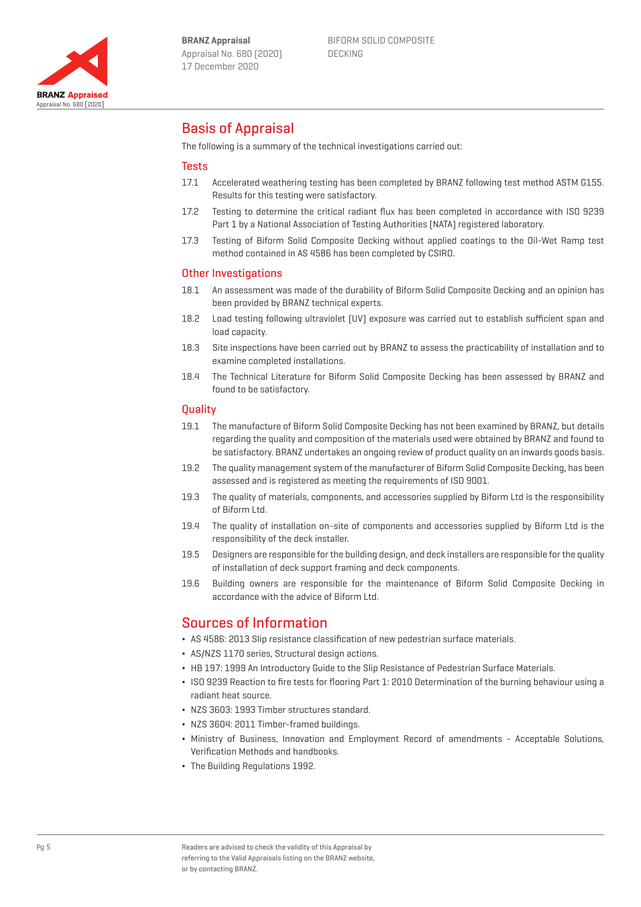# Basis of Appraisal

The following is a summary of the technical investigations carried out:

## Tests

17.1 Accelerated weathering testing has been completed by BRANZ following test method ASTM G155. Results for this testing were satisfactory.

17.2 Testing to determine the critical radiant flux has been completed in accordance with ISO 9239 Part 1 by a National Association of Testing Authorities (NATA) registered laboratory.

17.3 Testing of Biform Solid Composite Decking without applied coatings to the Oil-Wet Ramp test method contained in AS 4586 has been completed by CSIRO.

## Other Investigations

18.1 An assessment was made of the durability of Biform Solid Composite Decking and an opinion has been provided by BRANZ technical experts.

18.2 Load testing following ultraviolet (UV) exposure was carried out to establish sufficient span and load capacity.

18.3 Site inspections have been carried out by BRANZ to assess the practicability of installation and to examine completed installations.

18.4 The Technical Literature for Biform Solid Composite Decking has been assessed by BRANZ and found to be satisfactory.

## Quality

19.1 The manufacture of Biform Solid Composite Decking has not been examined by BRANZ, but details regarding the quality and composition of the materials used were obtained by BRANZ and found to be satisfactory. BRANZ undertakes an ongoing review of product quality on an inwards goods basis.

19.2 The quality management system of the manufacturer of Biform Solid Composite Decking, has been assessed and is registered as meeting the requirements of ISO 9001.

19.3 The quality of materials, components, and accessories supplied by Biform Ltd is the responsibility of Biform Ltd.

19.4 The quality of installation on-site of components and accessories supplied by Biform Ltd is the responsibility of the deck installer.

19.5 Designers are responsible for the building design, and deck installers are responsible for the quality of installation of deck support framing and deck components.

19.6 Building owners are responsible for the maintenance of Biform Solid Composite Decking in accordance with the advice of Biform Ltd.

# Sources of Information

- AS 4586: 2013 Slip resistance classification of new pedestrian surface materials.
- AS/NZS 1170 series, Structural design actions.
- HB 197: 1999 An Introductory Guide to the Slip Resistance of Pedestrian Surface Materials.
- ISO 9239 Reaction to fire tests for flooring Part 1: 2010 Determination of the burning behaviour using a radiant heat source.
- NZS 3603: 1993 Timber structures standard.
- NZS 3604: 2011 Timber-framed buildings.
- Ministry of Business, Innovation and Employment Record of amendments - Acceptable Solutions, Verification Methods and handbooks.
- The Building Regulations 1992.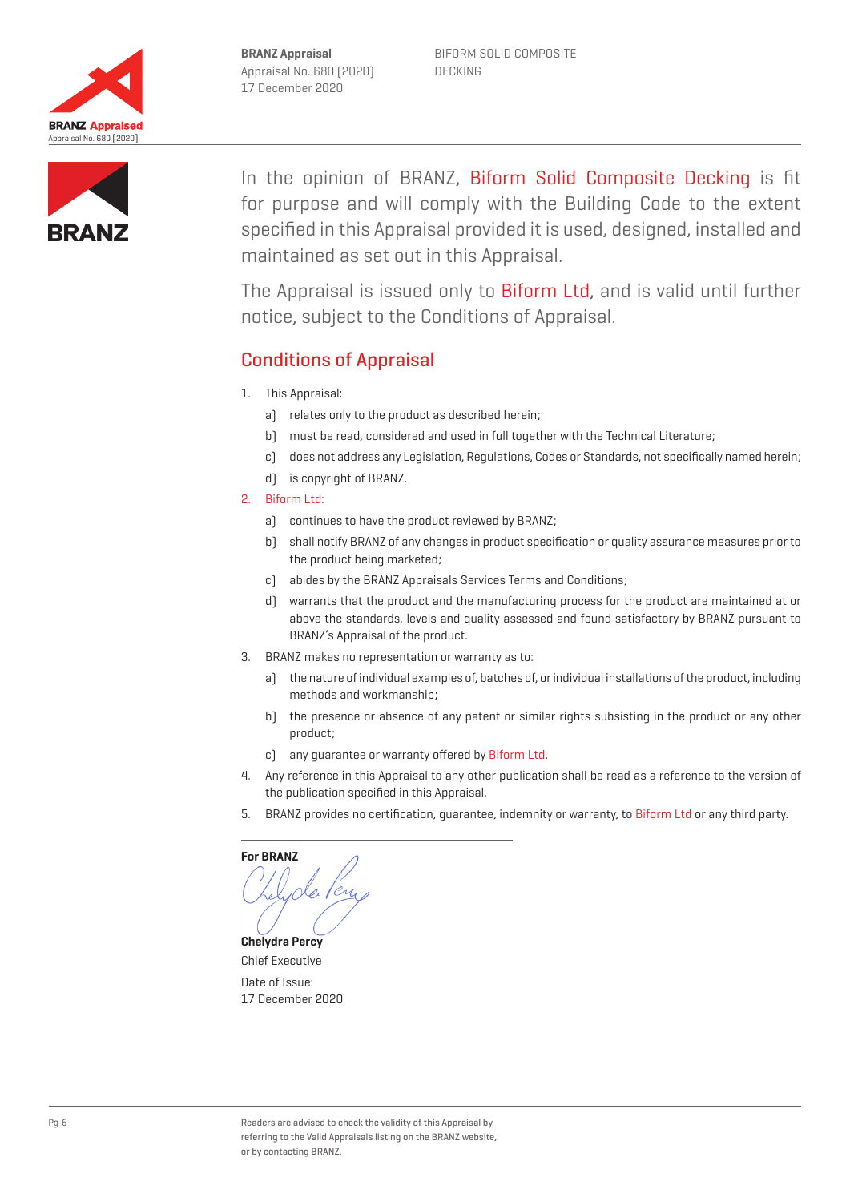In the opinion of BRANZ, Biform Solid Composite Decking is fit for purpose and will comply with the Building Code to the extent specified in this Appraisal provided it is used, designed, installed and maintained as set out in this Appraisal.

The Appraisal is issued only to Biform Ltd, and is valid until further notice, subject to the Conditions of Appraisal.

## Conditions of Appraisal

1. This Appraisal:
   a) relates only to the product as described herein;
   b) must be read, considered and used in full together with the Technical Literature;
   c) does not address any Legislation, Regulations, Codes or Standards, not specifically named herein;
   d) is copyright of BRANZ.
2. Biform Ltd:
   a) continues to have the product reviewed by BRANZ;
   b) shall notify BRANZ of any changes in product specification or quality assurance measures prior to the product being marketed;
   c) abides by the BRANZ Appraisals Services Terms and Conditions;
   d) warrants that the product and the manufacturing process for the product are maintained at or above the standards, levels and quality assessed and found satisfactory by BRANZ pursuant to BRANZ's Appraisal of the product.
3. BRANZ makes no representation or warranty as to:
   a) the nature of individual examples of, batches of, or individual installations of the product, including methods and workmanship;
   b) the presence or absence of any patent or similar rights subsisting in the product or any other product;
   c) any guarantee or warranty offered by Biform Ltd.
4. Any reference in this Appraisal to any other publication shall be read as a reference to the version of the publication specified in this Appraisal.
5. BRANZ provides no certification, guarantee, indemnity or warranty, to Biform Ltd or any third party.

**For BRANZ**

**Chelydra Percy**
Chief Executive

Date of Issue:
17 December 2020

Readers are advised to check the validity of this Appraisal by referring to the Valid Appraisals listing on the BRANZ website, or by contacting BRANZ.